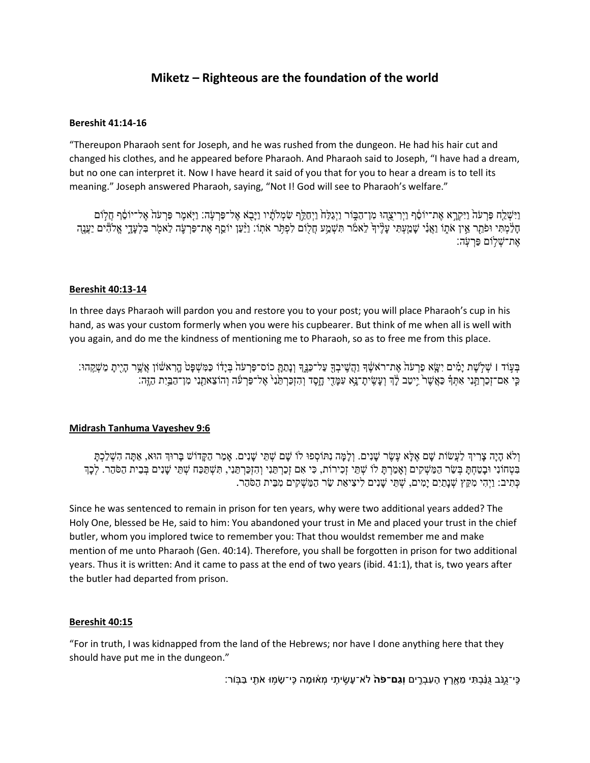# Miketz – Righteous are the foundation of the world

**Bereshit 41:14-16**

"Thereupon Pharaoh sent for Joseph, and he was rushed from the dungeon. He had his hair cut and changed his clothes, and he appeared before Pharaoh. And Pharaoh said to Joseph, "I have had a dream, but no one can interpret it. Now I have heard it said of you that for you to hear a dream is to tell its meaning." Joseph answered Pharaoh, saying, "Not I! God will see to Pharaoh's welfare."

וַיִּשְׁלַ֤ח פַּרְעֹה֙ וַיִּקְרָ֣א אֶת־יוֹסֵ֔ף וַיְרִיצֻ֖הוּ מִן־הַבּ֑וֹר וַיְגַלַּח֙ וַיְחַלֵּ֣ף שִׂמְלֹתָ֔יו וַיָּבֹ֖א אֶל־פַּרְעֹֽה׃ וַיֹּ֤אמֶר פַּרְעֹה֙ אֶל־יוֹסֵ֔ף חֲל֣וֹם חָלַ֔מְתִּי וּפֹתֵ֖ר אֵ֣ין אֹת֑וֹ וַאֲנִ֗י שָׁמַ֤עְתִּי עָלֶ֙יךָ֙ לֵאמֹ֔ר תִּשְׁמַ֥ע חֲל֖וֹם לִפְתֹּ֥ר אֹתֽוֹ׃ וַיַּ֨עַן יוֹסֵ֧ף אֶת־פַּרְעֹ֛ה לֵאמֹ֖ר בִּלְעָדָ֑י אֱלֹהִ֕ים יַעֲנֶ֖ה אֶת־שְׁל֥וֹם פַּרְעֹֽה׃

**Bereshit 40:13-14**

In three days Pharaoh will pardon you and restore you to your post; you will place Pharaoh's cup in his hand, as was your custom formerly when you were his cupbearer. But think of me when all is well with you again, and do me the kindness of mentioning me to Pharaoh, so as to free me from this place.

בְּע֣וֹד ׀ שְׁלֹ֣שֶׁת יָמִ֗ים יִשָּׂ֤א פַרְעֹה֙ אֶת־רֹאשֶׁ֔ךָ וַהֲשִֽׁיבְךָ֖ עַל־כַּנֶּ֑ךָ וְנָתַתָּ֤ כוֹס־פַּרְעֹה֙ בְּיָד֔וֹ כַּמִּשְׁפָּט֙ הָֽרִאשׁ֔וֹן אֲשֶׁ֥ר הָיִ֖יתָ מַשְׁקֵֽהוּ׃ כִּ֤י אִם־זְכַרְתַּ֨נִי אִתְּךָ֜ כַּאֲשֶׁר֙ יִ֣יטַב לָ֔ךְ וְעָשִֽׂיתָ־נָּ֥א עִמָּדִ֖י חָ֑סֶד וְהִזְכַּרְתַּ֙נִי֙ אֶל־פַּרְעֹ֔ה וְהוֹצֵאתַ֖נִי מִן־הַבַּ֥יִת הַזֶּֽה׃

**Midrash Tanhuma Vayeshev 9:6**

וְלֹא הָיָה צָרִיךְ לַעֲשׂוֹת שָׁם אֶלָּא עֶשֶׂר שָׁנִים. וְלָמָּה נִתּוֹסְפוּ לוֹ שָׁם שְׁתֵּי שָׁנִים. אָמַר הַקָּדוֹשׁ בָּרוּךְ הוּא, אַתָּה הִשְׁלַכְתָּ בִּטְחוֹנִי וּבָטַחְתָּ בְּשַׂר הַמַּשְׁקִים וְאָמַרְתָּ לוֹ שְׁתֵּי זְכִירוֹת, כִּי אִם זְכַרְתַּנִי וְהִזְכַּרְתַּנִי, תִּשְׁתַּכַּח שְׁתֵּי שָׁנִים בְּבֵית הַסֹּהַר. לְכָךְ כְּתִיב: וַיְהִי מִקֵּץ שְׁנָתַיִם יָמִים, שְׁתֵּי שָׁנִים לִיצִיאַת שַׂר הַמַּשְׁקִים מִבֵּית הַסֹּהַר.

Since he was sentenced to remain in prison for ten years, why were two additional years added? The Holy One, blessed be He, said to him: You abandoned your trust in Me and placed your trust in the chief butler, whom you implored twice to remember you: That thou wouldst remember me and make mention of me unto Pharaoh (Gen. 40:14). Therefore, you shall be forgotten in prison for two additional years. Thus it is written: And it came to pass at the end of two years (ibid. 41:1), that is, two years after the butler had departed from prison.

**Bereshit 40:15**

"For in truth, I was kidnapped from the land of the Hebrews; nor have I done anything here that they should have put me in the dungeon."

כִּֽי־גֻנֹּ֣ב גֻּנַּ֔בְתִּי מֵאֶ֖רֶץ הָעִבְרִ֑ים **וְגַם־פֹּה֙** לֹא־עָשִׂ֣יתִי מְא֔וּמָה כִּֽי־שָׂמ֥וּ אֹתִ֖י בַּבּֽוֹר׃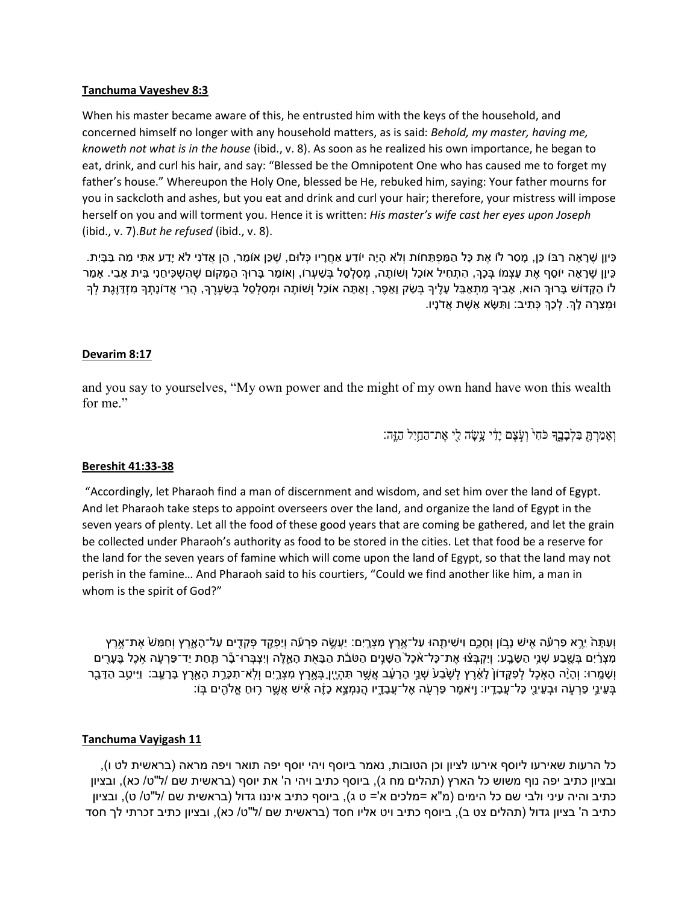**Tanchuma Vayeshev 8:3**

When his master became aware of this, he entrusted him with the keys of the household, and concerned himself no longer with any household matters, as is said: *Behold, my master, having me, knoweth not what is in the house* (ibid., v. 8). As soon as he realized his own importance, he began to eat, drink, and curl his hair, and say: "Blessed be the Omnipotent One who has caused me to forget my father's house." Whereupon the Holy One, blessed be He, rebuked him, saying: Your father mourns for you in sackcloth and ashes, but you eat and drink and curl your hair; therefore, your mistress will impose herself on you and will torment you. Hence it is written: *His master's wife cast her eyes upon Joseph* (ibid., v. 7).*But he refused* (ibid., v. 8).

כֵּיוָן שֶׁרָאָה רַבּוֹ כֵּן, מָסַר לוֹ אֶת כָּל הַמַּפְתְּחוֹת וְלֹא הָיָה יוֹדֵעַ אַחֲרָיו כְּלוּם, שֶׁכֵּן אוֹמֵר, הֵן אֲדֹנִי לֹא יָדַע אִתִּי מַה בַּבָּיִת. כֵּיוָן שֶׁרָאָה יוֹסֵף אֶת עַצְמוֹ בְּכָךְ, הִתְחִיל אוֹכֵל וְשׁוֹתֶה, מְסַלְסֵל בִּשְׂעָרוֹ, וְאוֹמֵר בָּרוּךְ הַמָּקוֹם שֶׁהִשְׁכִּיחַנִי בֵּית אָבִי. אָמַר לוֹ הַקָּדוֹשׁ בָּרוּךְ הוּא, אָבִיךָ מִתְאַבֵּל עָלֶיךָ בְּשַׂק וָאֵפֶר, וְאַתָּה אוֹכֵל וְשׁוֹתֶה וּמְסַלְסֵל בִּשְׂעָרְךָ, הֲרֵי אֲדוֹנָתְךָ מִזְדַּוֶּגֶת לְךָ וּמְצֵרָה לָךְ. לְכָךְ כְּתִיב: וַתִּשָּׂא אֵשֶׁת אֲדֹנָיו.

**Devarim 8:17**

and you say to yourselves, "My own power and the might of my own hand have won this wealth for me."

וְאָמַרְתָּ בִּלְבָבֶךָ כֹּחִי וְעֹצֶם יָדִי עָשָׂה לִי אֶת־הַחַיִל הַזֶּה׃

**Bereshit 41:33-38**

"Accordingly, let Pharaoh find a man of discernment and wisdom, and set him over the land of Egypt. And let Pharaoh take steps to appoint overseers over the land, and organize the land of Egypt in the seven years of plenty. Let all the food of these good years that are coming be gathered, and let the grain be collected under Pharaoh's authority as food to be stored in the cities. Let that food be a reserve for the land for the seven years of famine which will come upon the land of Egypt, so that the land may not perish in the famine… And Pharaoh said to his courtiers, "Could we find another like him, a man in whom is the spirit of God?"

וְעַתָּה יֵרֶא פַרְעֹה אִישׁ נָבוֹן וְחָכָם וִישִׁיתֵהוּ עַל־אֶרֶץ מִצְרָיִם׃ יַעֲשֶׂה פַרְעֹה וְיַפְקֵד פְּקִדִים עַל־הָאָרֶץ וְחִמֵּשׁ אֶת־אֶרֶץ מִצְרַיִם בְּשֶׁבַע שְׁנֵי הַשָּׂבָע׃ וְיִקְבְּצוּ אֶת־כָּל־אֹכֶל הַשָּׁנִים הַטֹּבֹת הַבָּאֹת הָאֵלֶּה וְיִצְבְּרוּ־בָר תַּחַת יַד־פַּרְעֹה אֹכֶל בֶּעָרִים וְשָׁמָרוּ׃ וְהָיָה הָאֹכֶל לְפִקָּדוֹן לָאָרֶץ לְשֶׁבַע שְׁנֵי הָרָעָב אֲשֶׁר תִּהְיֶיןָ בְּאֶרֶץ מִצְרָיִם וְלֹא־תִכָּרֵת הָאָרֶץ בָּרָעָב׃ וַיִּיטַב הַדָּבָר בְּעֵינֵי פַרְעֹה וּבְעֵינֵי כָּל־עֲבָדָיו׃ וַיֹּאמֶר פַּרְעֹה אֶל־עֲבָדָיו הֲנִמְצָא כָזֶה אִישׁ אֲשֶׁר רוּחַ אֱלֹהִים בּוֹ׃

**Tanchuma Vayigash 11**

כל הרעות שאירעו ליוסף אירעו לציון וכן הטובות, נאמר ביוסף ויהי יוסף יפה תואר ויפה מראה (בראשית לט ו), ובציון כתיב יפה נוף משוש כל הארץ (תהלים מח ג), ביוסף כתיב ויהי ה' את יוסף (בראשית שם /ל"ט/ כא), ובציון כתיב והיה עיני ולבי שם כל הימים (מ"א =מלכים א'= ט ג), ביוסף כתיב איננו גדול (בראשית שם /ל"ט/ ט), ובציון כתיב ה' בציון גדול (תהלים צט ב), ביוסף כתיב ויט אליו חסד (בראשית שם /ל"ט/ כא), ובציון כתיב זכרתי לך חסד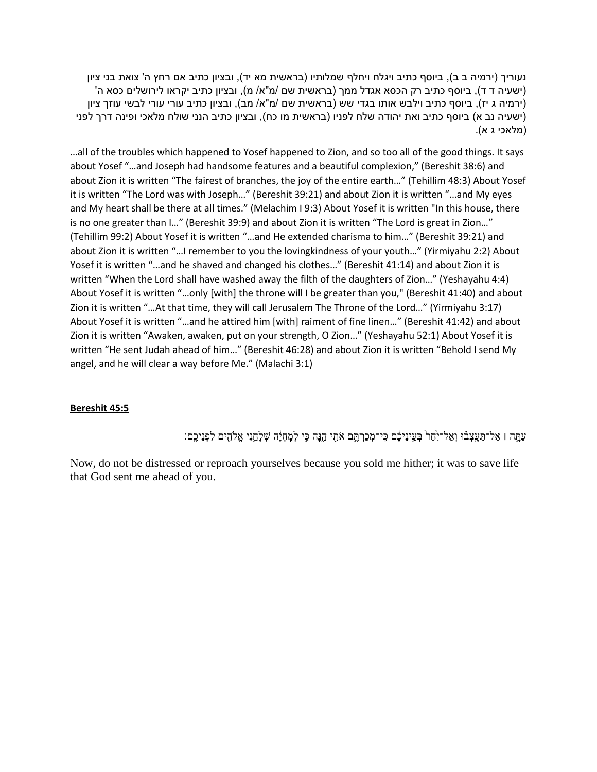נעוריך (ירמיה ב ב), ביוסף כתיב ויגלח ויחלף שמלותיו (בראשית מא יד), ובציון כתיב אם רחץ ה' צואת בני ציון (ישעיה ד ד), ביוסף כתיב רק הכסא אגדל ממך (בראשית שם /מ"א/ מ), ובציון כתיב יקראו לירושלים כסא ה' (ירמיה ג יז), ביוסף כתיב וילבש אותו בגדי שש (בראשית שם /מ"א/ מב), ובציון כתיב עורי עורי לבשי עוזך ציון (ישעיה נב א) ביוסף כתיב ואת יהודה שלח לפניו (בראשית מו כח), ובציון כתיב הנני שולח מלאכי ופינה דרך לפני (מלאכי ג א).

…all of the troubles which happened to Yosef happened to Zion, and so too all of the good things. It says about Yosef "…and Joseph had handsome features and a beautiful complexion," (Bereshit 38:6) and about Zion it is written "The fairest of branches, the joy of the entire earth…" (Tehillim 48:3) About Yosef it is written "The Lord was with Joseph…" (Bereshit 39:21) and about Zion it is written "…and My eyes and My heart shall be there at all times." (Melachim I 9:3) About Yosef it is written "In this house, there is no one greater than I…" (Bereshit 39:9) and about Zion it is written "The Lord is great in Zion…" (Tehillim 99:2) About Yosef it is written "…and He extended charisma to him…" (Bereshit 39:21) and about Zion it is written "…I remember to you the lovingkindness of your youth…" (Yirmiyahu 2:2) About Yosef it is written "…and he shaved and changed his clothes…" (Bereshit 41:14) and about Zion it is written "When the Lord shall have washed away the filth of the daughters of Zion…" (Yeshayahu 4:4) About Yosef it is written "…only [with] the throne will I be greater than you," (Bereshit 41:40) and about Zion it is written "…At that time, they will call Jerusalem The Throne of the Lord…" (Yirmiyahu 3:17) About Yosef it is written "…and he attired him [with] raiment of fine linen…" (Bereshit 41:42) and about Zion it is written "Awaken, awaken, put on your strength, O Zion…" (Yeshayahu 52:1) About Yosef it is written "He sent Judah ahead of him…" (Bereshit 46:28) and about Zion it is written "Behold I send My angel, and he will clear a way before Me." (Malachi 3:1)

**Bereshit 45:5**

עַתָּ֣ה ׀ אַל־תֵּעָצְב֗וּ וְאַל־יִ֙חַר֙ בְּעֵ֣ינֵיכֶ֔ם כִּֽי־מְכַרְתֶּ֥ם אֹתִ֖י הֵ֑נָּה כִּ֣י לְמִחְיָ֔ה שְׁלָחַ֥נִי אֱלֹהִ֖ים לִפְנֵיכֶֽם׃

Now, do not be distressed or reproach yourselves because you sold me hither; it was to save life that God sent me ahead of you.